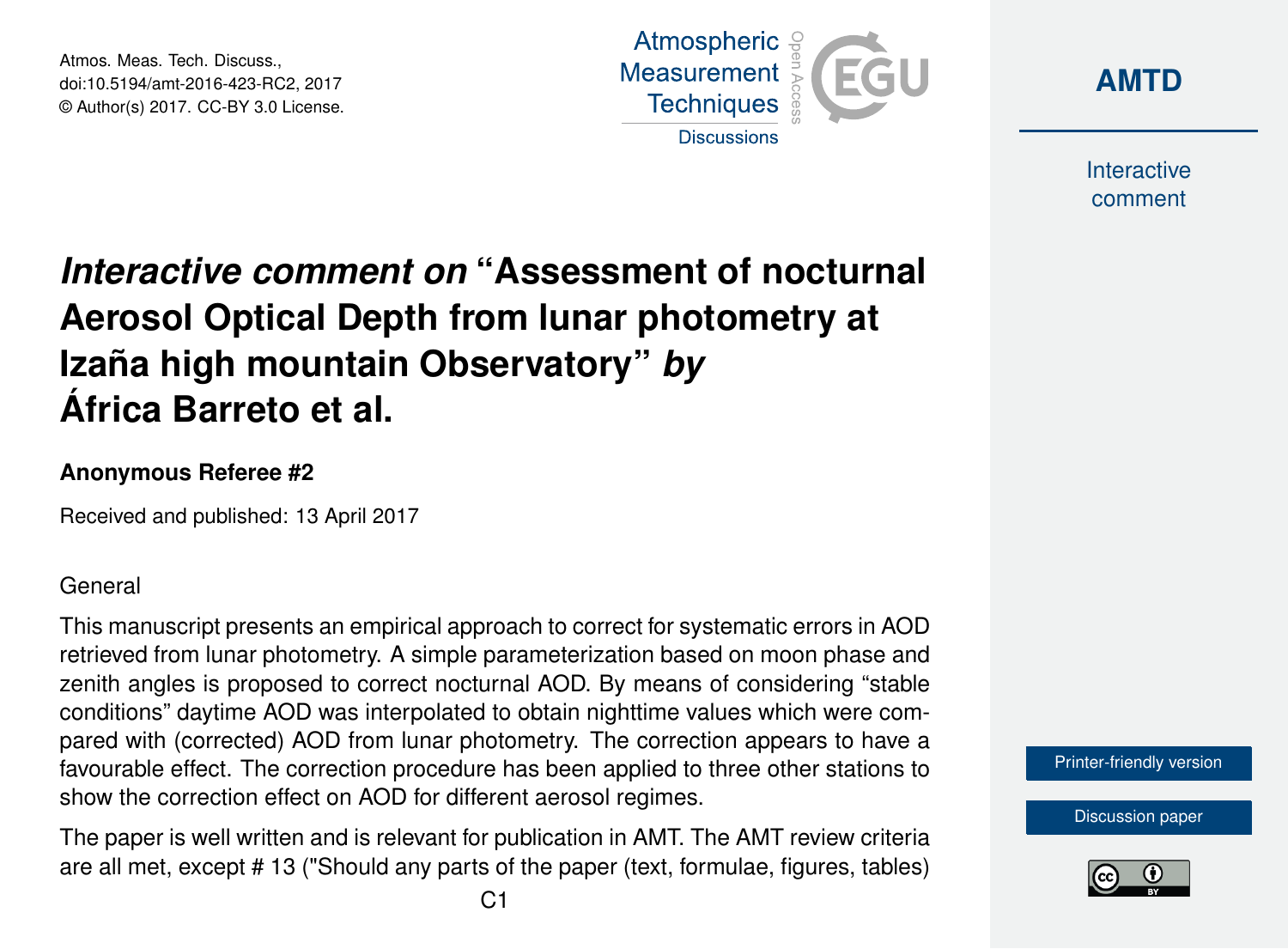# *Interactive comment on* "Assessment of nocturnal Aerosol Optical Depth from lunar photometry at Izaña high mountain Observatory" *by* África Barreto et al.

**Anonymous Referee #2**

Received and published: 13 April 2017

General

This manuscript presents an empirical approach to correct for systematic errors in AOD retrieved from lunar photometry. A simple parameterization based on moon phase and zenith angles is proposed to correct nocturnal AOD. By means of considering "stable conditions" daytime AOD was interpolated to obtain nighttime values which were compared with (corrected) AOD from lunar photometry. The correction appears to have a favourable effect. The correction procedure has been applied to three other stations to show the correction effect on AOD for different aerosol regimes.

The paper is well written and is relevant for publication in AMT. The AMT review criteria are all met, except # 13 ("Should any parts of the paper (text, formulae, figures, tables)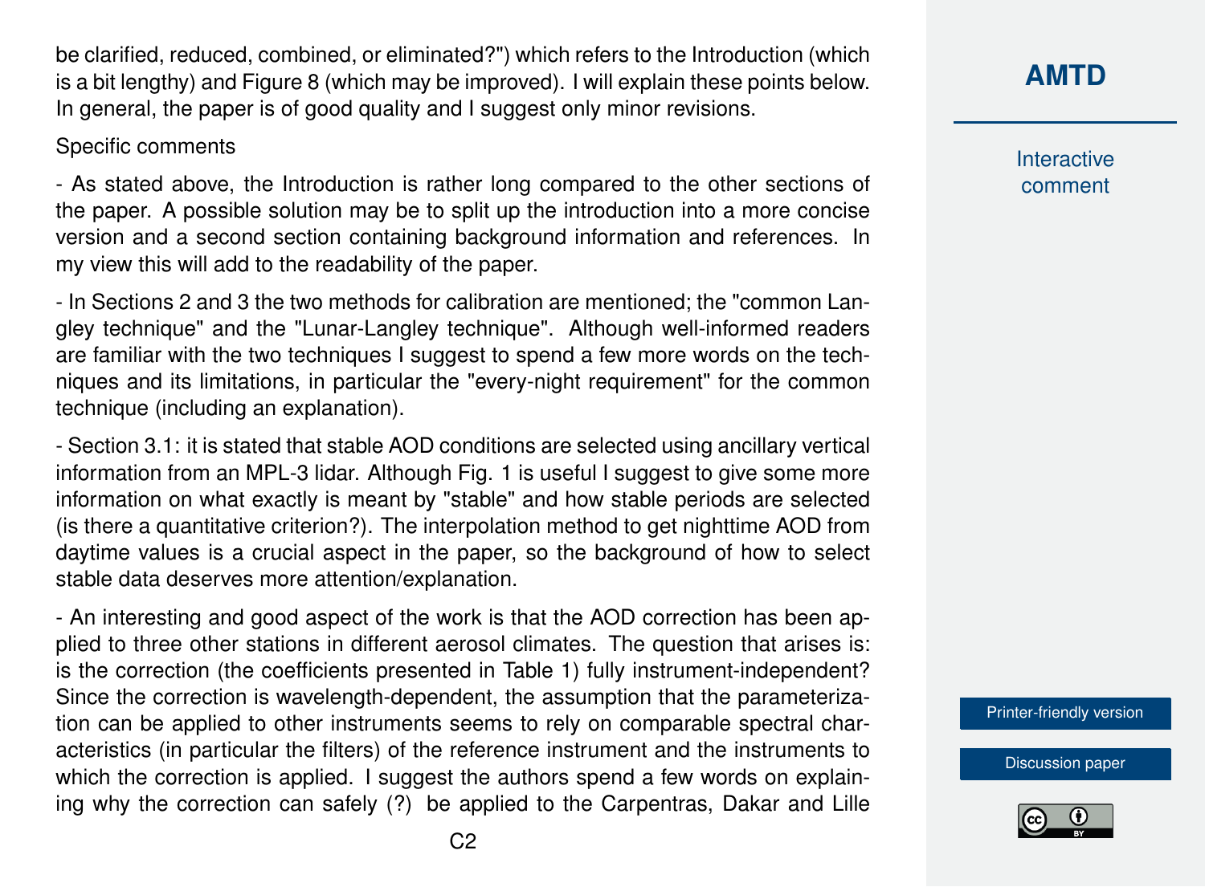be clarified, reduced, combined, or eliminated?") which refers to the Introduction (which is a bit lengthy) and Figure 8 (which may be improved). I will explain these points below. In general, the paper is of good quality and I suggest only minor revisions.

Specific comments

- As stated above, the Introduction is rather long compared to the other sections of the paper. A possible solution may be to split up the introduction into a more concise version and a second section containing background information and references. In my view this will add to the readability of the paper.

- In Sections 2 and 3 the two methods for calibration are mentioned; the "common Langley technique" and the "Lunar-Langley technique". Although well-informed readers are familiar with the two techniques I suggest to spend a few more words on the techniques and its limitations, in particular the "every-night requirement" for the common technique (including an explanation).

- Section 3.1: it is stated that stable AOD conditions are selected using ancillary vertical information from an MPL-3 lidar. Although Fig. 1 is useful I suggest to give some more information on what exactly is meant by "stable" and how stable periods are selected (is there a quantitative criterion?). The interpolation method to get nighttime AOD from daytime values is a crucial aspect in the paper, so the background of how to select stable data deserves more attention/explanation.

- An interesting and good aspect of the work is that the AOD correction has been applied to three other stations in different aerosol climates. The question that arises is: is the correction (the coefficients presented in Table 1) fully instrument-independent? Since the correction is wavelength-dependent, the assumption that the parameterization can be applied to other instruments seems to rely on comparable spectral characteristics (in particular the filters) of the reference instrument and the instruments to which the correction is applied. I suggest the authors spend a few words on explaining why the correction can safely (?) be applied to the Carpentras, Dakar and Lille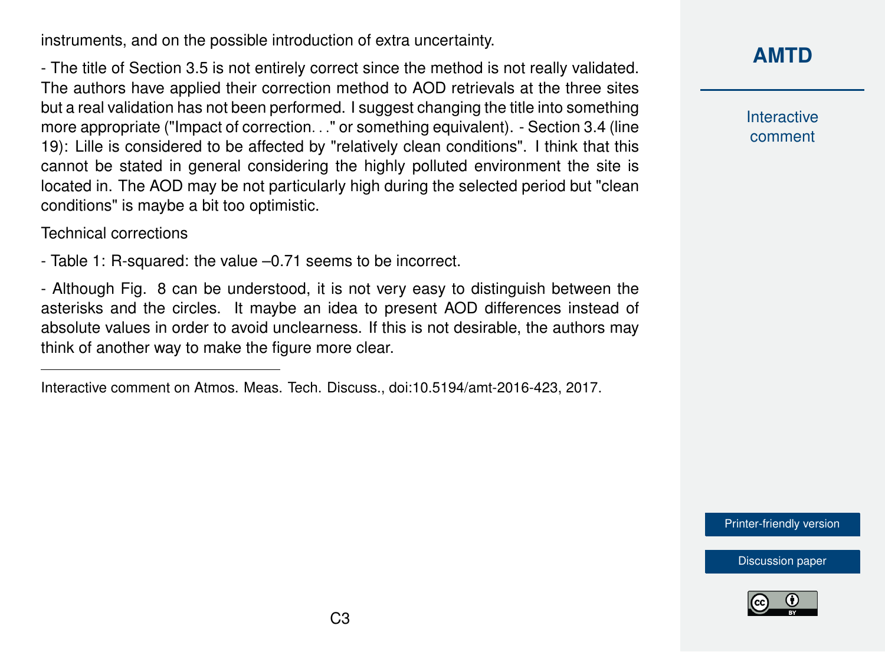instruments, and on the possible introduction of extra uncertainty.

- The title of Section 3.5 is not entirely correct since the method is not really validated. The authors have applied their correction method to AOD retrievals at the three sites but a real validation has not been performed. I suggest changing the title into something more appropriate ("Impact of correction. . ." or something equivalent). - Section 3.4 (line 19): Lille is considered to be affected by "relatively clean conditions". I think that this cannot be stated in general considering the highly polluted environment the site is located in. The AOD may be not particularly high during the selected period but "clean conditions" is maybe a bit too optimistic.

Technical corrections

- Table 1: R-squared: the value –0.71 seems to be incorrect.

- Although Fig. 8 can be understood, it is not very easy to distinguish between the asterisks and the circles. It maybe an idea to present AOD differences instead of absolute values in order to avoid unclearness. If this is not desirable, the authors may think of another way to make the figure more clear.

---

Interactive comment on Atmos. Meas. Tech. Discuss., doi:10.5194/amt-2016-423, 2017.